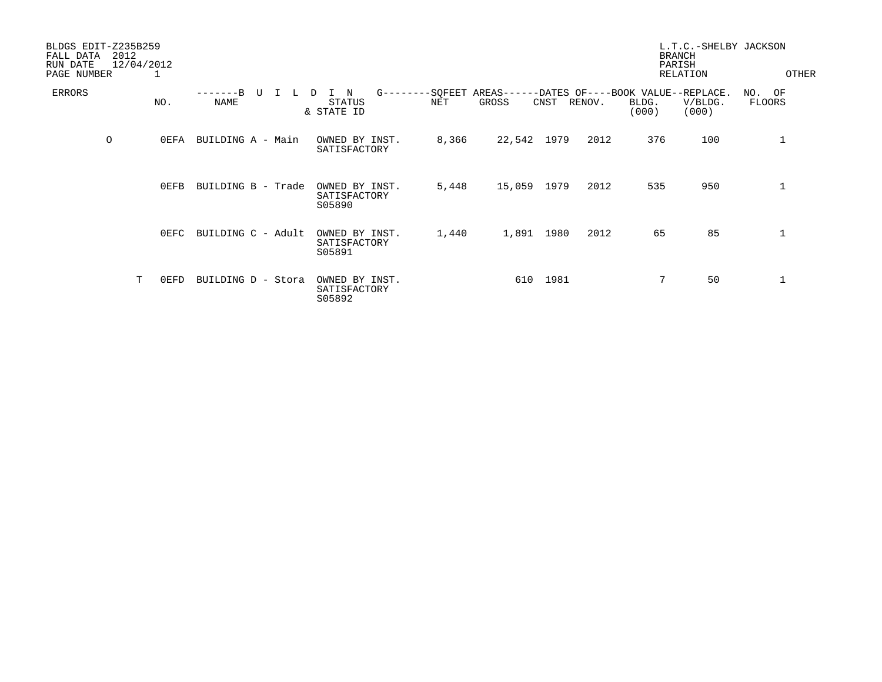BLDGS EDIT-Z235B259
FALL DATA 2012
RUN DATE 12/04/2012
PAGE NUMBER 1

L.T.C.-SHELBY JACKSON
BRANCH
PARISH
RELATION

| ERRORS | | NO. | BUILDING NAME | STATUS & STATE ID | SQFEET AREAS NET | SQFEET AREAS GROSS | DATES OF CNST | DATES OF RENOV. | BOOK VALUE BLDG. (000) | REPLACE. V/BLDG. (000) | NO. OF FLOORS | OTHER |
|---|---|---|---|---|---|---|---|---|---|---|---|---|
| O | | 0EFA | BUILDING A - Main | OWNED BY INST. SATISFACTORY | 8,366 | 22,542 | 1979 | 2012 | 376 | 100 | 1 | |
| | | 0EFB | BUILDING B - Trade | OWNED BY INST. SATISFACTORY S05890 | 5,448 | 15,059 | 1979 | 2012 | 535 | 950 | 1 | |
| | | 0EFC | BUILDING C - Adult | OWNED BY INST. SATISFACTORY S05891 | 1,440 | 1,891 | 1980 | 2012 | 65 | 85 | 1 | |
| | T | 0EFD | BUILDING D - Stora | OWNED BY INST. SATISFACTORY S05892 | | 610 | 1981 | | 7 | 50 | 1 | |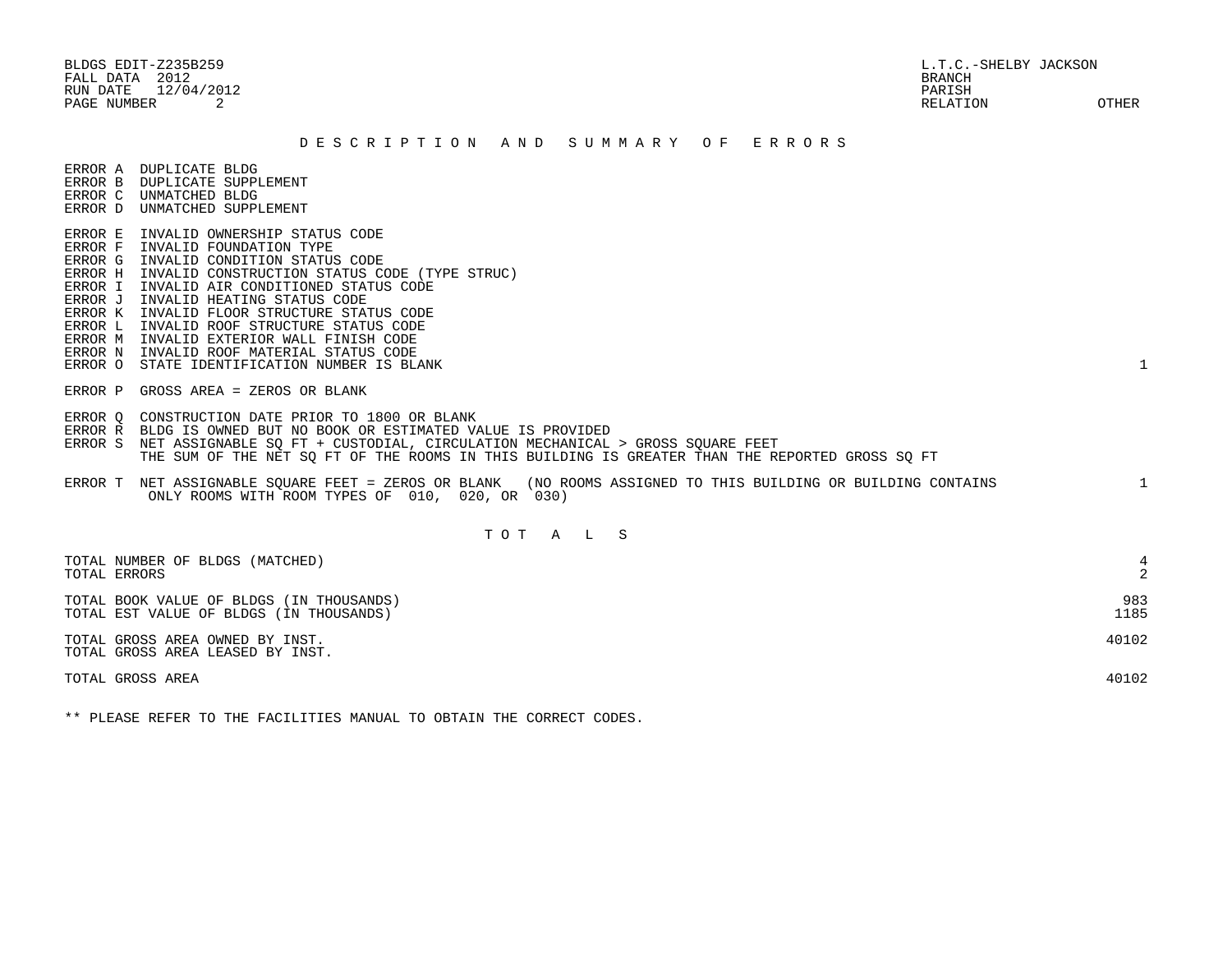BLDGS EDIT-Z235B259
FALL DATA 2012
RUN DATE 12/04/2012
PAGE NUMBER 2

L.T.C.-SHELBY JACKSON
BRANCH
PARISH
RELATION OTHER

## DESCRIPTION AND SUMMARY OF ERRORS

| | | |
|---|---|---|
| ERROR A | DUPLICATE BLDG | |
| ERROR B | DUPLICATE SUPPLEMENT | |
| ERROR C | UNMATCHED BLDG | |
| ERROR D | UNMATCHED SUPPLEMENT | |
| ERROR E | INVALID OWNERSHIP STATUS CODE | |
| ERROR F | INVALID FOUNDATION TYPE | |
| ERROR G | INVALID CONDITION STATUS CODE | |
| ERROR H | INVALID CONSTRUCTION STATUS CODE (TYPE STRUC) | |
| ERROR I | INVALID AIR CONDITIONED STATUS CODE | |
| ERROR J | INVALID HEATING STATUS CODE | |
| ERROR K | INVALID FLOOR STRUCTURE STATUS CODE | |
| ERROR L | INVALID ROOF STRUCTURE STATUS CODE | |
| ERROR M | INVALID EXTERIOR WALL FINISH CODE | |
| ERROR N | INVALID ROOF MATERIAL STATUS CODE | |
| ERROR O | STATE IDENTIFICATION NUMBER IS BLANK | 1 |
| ERROR P | GROSS AREA = ZEROS OR BLANK | |
| ERROR Q | CONSTRUCTION DATE PRIOR TO 1800 OR BLANK | |
| ERROR R | BLDG IS OWNED BUT NO BOOK OR ESTIMATED VALUE IS PROVIDED | |
| ERROR S | NET ASSIGNABLE SQ FT + CUSTODIAL, CIRCULATION MECHANICAL > GROSS SQUARE FEET THE SUM OF THE NET SQ FT OF THE ROOMS IN THIS BUILDING IS GREATER THAN THE REPORTED GROSS SQ FT | |
| ERROR T | NET ASSIGNABLE SQUARE FEET = ZEROS OR BLANK (NO ROOMS ASSIGNED TO THIS BUILDING OR BUILDING CONTAINS ONLY ROOMS WITH ROOM TYPES OF 010, 020, OR 030) | 1 |

## TOTALS

| | |
|---|---|
| TOTAL NUMBER OF BLDGS (MATCHED) | 4 |
| TOTAL ERRORS | 2 |
| TOTAL BOOK VALUE OF BLDGS (IN THOUSANDS) | 983 |
| TOTAL EST VALUE OF BLDGS (IN THOUSANDS) | 1185 |
| TOTAL GROSS AREA OWNED BY INST. | 40102 |
| TOTAL GROSS AREA LEASED BY INST. | |
| TOTAL GROSS AREA | 40102 |

** PLEASE REFER TO THE FACILITIES MANUAL TO OBTAIN THE CORRECT CODES.